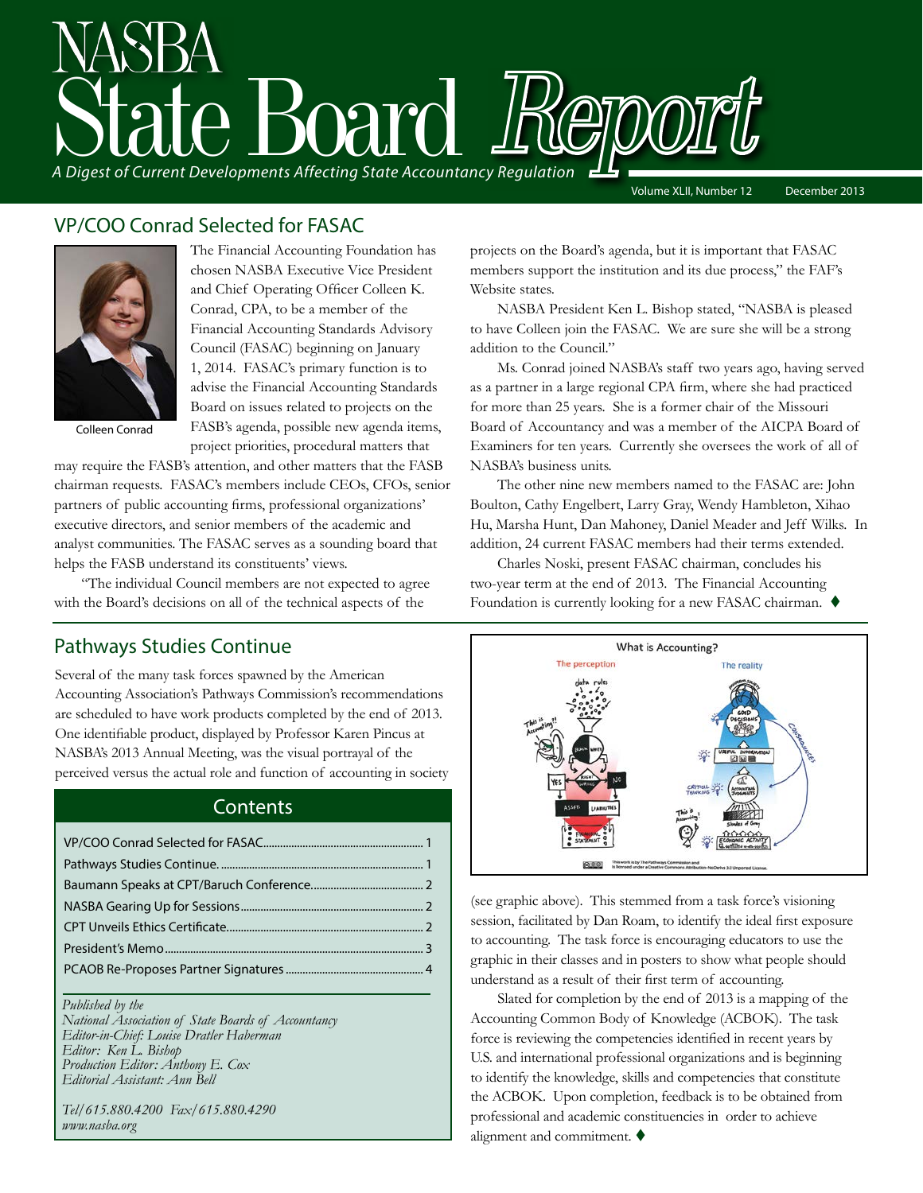# NASBA State Board *Report*

*A Digest of Current Developments Affecting State Accountancy Regulation*

## VP/COO Conrad Selected for FASAC

Colleen Conrad

The Financial Accounting Foundation has chosen NASBA Executive Vice President and Chief Operating Officer Colleen K. Conrad, CPA, to be a member of the Financial Accounting Standards Advisory Council (FASAC) beginning on January 1, 2014. FASAC's primary function is to advise the Financial Accounting Standards Board on issues related to projects on the FASB's agenda, possible new agenda items, project priorities, procedural matters that may require the FASB's attention, and other matters that the FASB chairman requests. FASAC's members include CEOs, CFOs, senior partners of public accounting firms, professional organizations' executive directors, and senior members of the academic and analyst communities. The FASAC serves as a sounding board that helps the FASB understand its constituents' views.

"The individual Council members are not expected to agree with the Board's decisions on all of the technical aspects of the projects on the Board's agenda, but it is important that FASAC members support the institution and its due process," the FAF's Website states.

NASBA President Ken L. Bishop stated, "NASBA is pleased to have Colleen join the FASAC. We are sure she will be a strong addition to the Council."

Ms. Conrad joined NASBA's staff two years ago, having served as a partner in a large regional CPA firm, where she had practiced for more than 25 years. She is a former chair of the Missouri Board of Accountancy and was a member of the AICPA Board of Examiners for ten years. Currently she oversees the work of all of NASBA's business units.

The other nine new members named to the FASAC are: John Boulton, Cathy Engelbert, Larry Gray, Wendy Hambleton, Xihao Hu, Marsha Hunt, Dan Mahoney, Daniel Meader and Jeff Wilks. In addition, 24 current FASAC members had their terms extended.

Charles Noski, present FASAC chairman, concludes his two-year term at the end of 2013. The Financial Accounting Foundation is currently looking for a new FASAC chairman. ♦

## Pathways Studies Continue

Several of the many task forces spawned by the American Accounting Association's Pathways Commission's recommendations are scheduled to have work products completed by the end of 2013. One identifiable product, displayed by Professor Karen Pincus at NASBA's 2013 Annual Meeting, was the visual portrayal of the perceived versus the actual role and function of accounting in society (see graphic above). This stemmed from a task force's visioning session, facilitated by Dan Roam, to identify the ideal first exposure to accounting. The task force is encouraging educators to use the graphic in their classes and in posters to show what people should understand as a result of their first term of accounting.

Slated for completion by the end of 2013 is a mapping of the Accounting Common Body of Knowledge (ACBOK). The task force is reviewing the competencies identified in recent years by U.S. and international professional organizations and is beginning to identify the knowledge, skills and competencies that constitute the ACBOK. Upon completion, feedback is to be obtained from professional and academic constituencies in order to achieve alignment and commitment. ♦

### Contents

| | |
|---|---|
| VP/COO Conrad Selected for FASAC | 1 |
| Pathways Studies Continue | 1 |
| Baumann Speaks at CPT/Baruch Conference | 2 |
| NASBA Gearing Up for Sessions | 2 |
| CPT Unveils Ethics Certificate | 2 |
| President's Memo | 3 |
| PCAOB Re-Proposes Partner Signatures | 4 |

*Published by the*
*National Association of State Boards of Accountancy*
*Editor-in-Chief: Louise Dratler Haberman*
*Editor: Ken L. Bishop*
*Production Editor: Anthony E. Cox*
*Editorial Assistant: Ann Bell*

*Tel/615.880.4200 Fax/615.880.4290*
*www.nasba.org*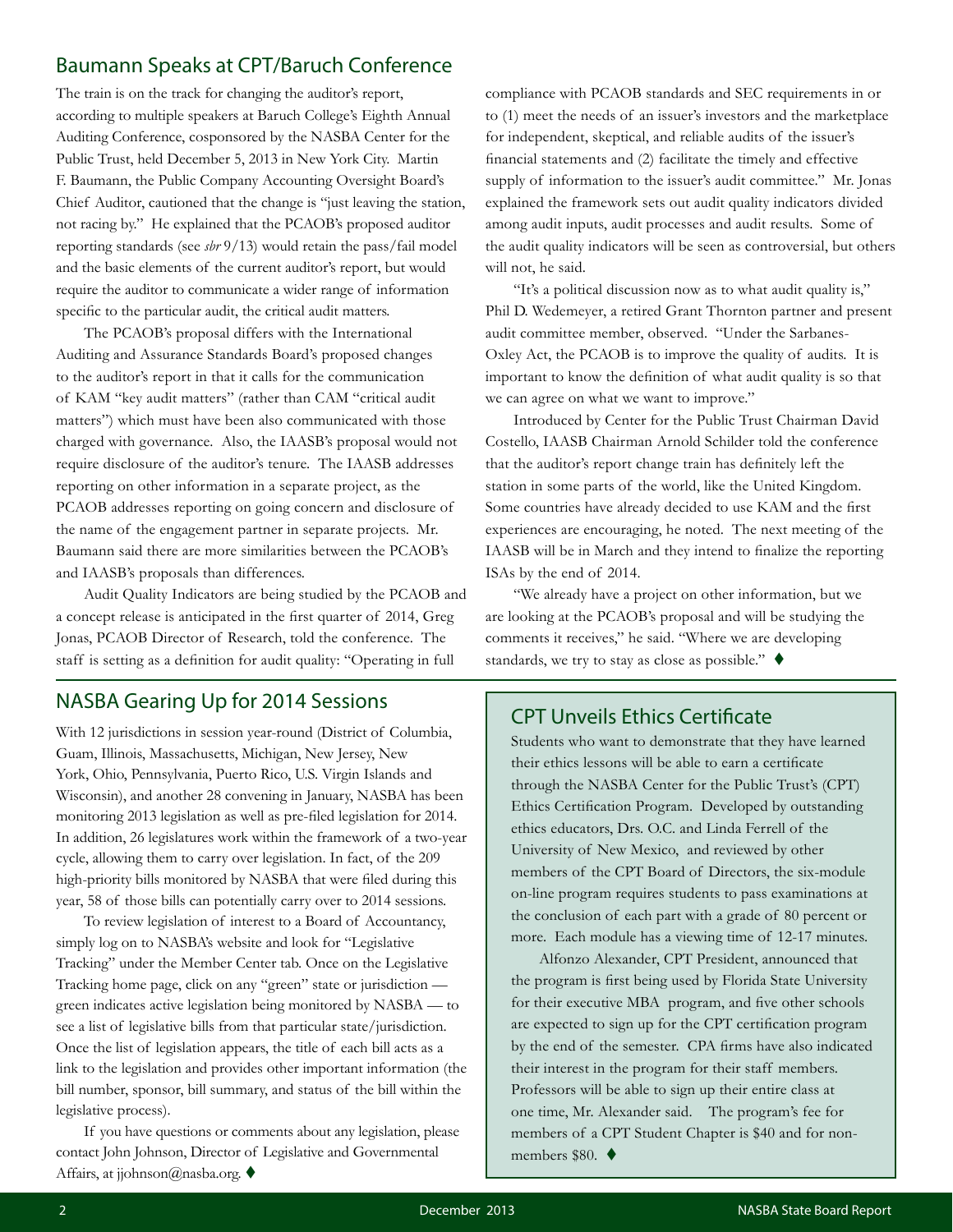## Baumann Speaks at CPT/Baruch Conference

The train is on the track for changing the auditor's report, according to multiple speakers at Baruch College's Eighth Annual Auditing Conference, cosponsored by the NASBA Center for the Public Trust, held December 5, 2013 in New York City. Martin F. Baumann, the Public Company Accounting Oversight Board's Chief Auditor, cautioned that the change is "just leaving the station, not racing by." He explained that the PCAOB's proposed auditor reporting standards (see *sbr* 9/13) would retain the pass/fail model and the basic elements of the current auditor's report, but would require the auditor to communicate a wider range of information specific to the particular audit, the critical audit matters.

The PCAOB's proposal differs with the International Auditing and Assurance Standards Board's proposed changes to the auditor's report in that it calls for the communication of KAM "key audit matters" (rather than CAM "critical audit matters") which must have been also communicated with those charged with governance. Also, the IAASB's proposal would not require disclosure of the auditor's tenure. The IAASB addresses reporting on other information in a separate project, as the PCAOB addresses reporting on going concern and disclosure of the name of the engagement partner in separate projects. Mr. Baumann said there are more similarities between the PCAOB's and IAASB's proposals than differences.

Audit Quality Indicators are being studied by the PCAOB and a concept release is anticipated in the first quarter of 2014, Greg Jonas, PCAOB Director of Research, told the conference. The staff is setting as a definition for audit quality: "Operating in full compliance with PCAOB standards and SEC requirements in or to (1) meet the needs of an issuer's investors and the marketplace for independent, skeptical, and reliable audits of the issuer's financial statements and (2) facilitate the timely and effective supply of information to the issuer's audit committee." Mr. Jonas explained the framework sets out audit quality indicators divided among audit inputs, audit processes and audit results. Some of the audit quality indicators will be seen as controversial, but others will not, he said.

"It's a political discussion now as to what audit quality is," Phil D. Wedemeyer, a retired Grant Thornton partner and present audit committee member, observed. "Under the Sarbanes-Oxley Act, the PCAOB is to improve the quality of audits. It is important to know the definition of what audit quality is so that we can agree on what we want to improve."

Introduced by Center for the Public Trust Chairman David Costello, IAASB Chairman Arnold Schilder told the conference that the auditor's report change train has definitely left the station in some parts of the world, like the United Kingdom. Some countries have already decided to use KAM and the first experiences are encouraging, he noted. The next meeting of the IAASB will be in March and they intend to finalize the reporting ISAs by the end of 2014.

"We already have a project on other information, but we are looking at the PCAOB's proposal and will be studying the comments it receives," he said. "Where we are developing standards, we try to stay as close as possible." ♦

## NASBA Gearing Up for 2014 Sessions

With 12 jurisdictions in session year-round (District of Columbia, Guam, Illinois, Massachusetts, Michigan, New Jersey, New York, Ohio, Pennsylvania, Puerto Rico, U.S. Virgin Islands and Wisconsin), and another 28 convening in January, NASBA has been monitoring 2013 legislation as well as pre-filed legislation for 2014. In addition, 26 legislatures work within the framework of a two-year cycle, allowing them to carry over legislation. In fact, of the 209 high-priority bills monitored by NASBA that were filed during this year, 58 of those bills can potentially carry over to 2014 sessions.

To review legislation of interest to a Board of Accountancy, simply log on to NASBA's website and look for "Legislative Tracking" under the Member Center tab. Once on the Legislative Tracking home page, click on any "green" state or jurisdiction — green indicates active legislation being monitored by NASBA — to see a list of legislative bills from that particular state/jurisdiction. Once the list of legislation appears, the title of each bill acts as a link to the legislation and provides other important information (the bill number, sponsor, bill summary, and status of the bill within the legislative process).

If you have questions or comments about any legislation, please contact John Johnson, Director of Legislative and Governmental Affairs, at jjohnson@nasba.org. ♦

## CPT Unveils Ethics Certificate

Students who want to demonstrate that they have learned their ethics lessons will be able to earn a certificate through the NASBA Center for the Public Trust's (CPT) Ethics Certification Program. Developed by outstanding ethics educators, Drs. O.C. and Linda Ferrell of the University of New Mexico, and reviewed by other members of the CPT Board of Directors, the six-module on-line program requires students to pass examinations at the conclusion of each part with a grade of 80 percent or more. Each module has a viewing time of 12-17 minutes.

Alfonzo Alexander, CPT President, announced that the program is first being used by Florida State University for their executive MBA program, and five other schools are expected to sign up for the CPT certification program by the end of the semester. CPA firms have also indicated their interest in the program for their staff members. Professors will be able to sign up their entire class at one time, Mr. Alexander said. The program's fee for members of a CPT Student Chapter is $40 and for non-members $80. ♦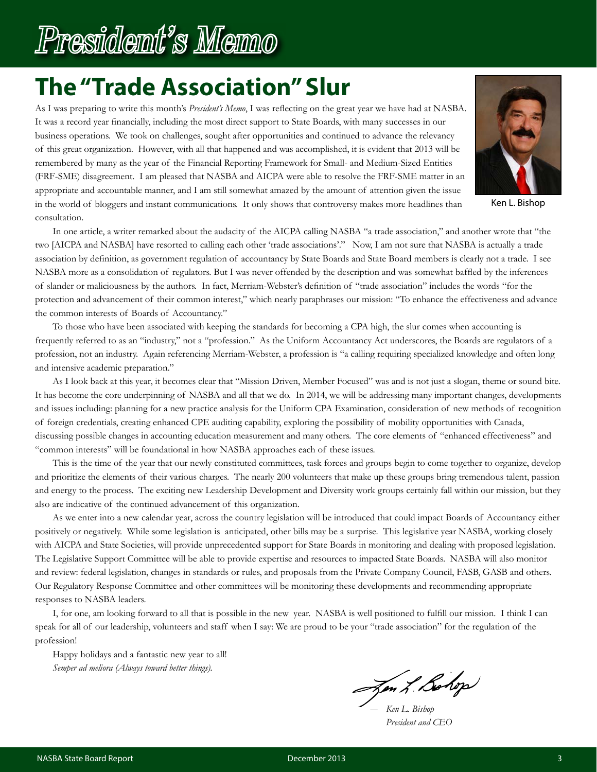# President's Memo

## The "Trade Association" Slur

As I was preparing to write this month's *President's Memo*, I was reflecting on the great year we have had at NASBA. It was a record year financially, including the most direct support to State Boards, with many successes in our business operations. We took on challenges, sought after opportunities and continued to advance the relevancy of this great organization. However, with all that happened and was accomplished, it is evident that 2013 will be remembered by many as the year of the Financial Reporting Framework for Small- and Medium-Sized Entities (FRF-SME) disagreement. I am pleased that NASBA and AICPA were able to resolve the FRF-SME matter in an appropriate and accountable manner, and I am still somewhat amazed by the amount of attention given the issue in the world of bloggers and instant communications. It only shows that controversy makes more headlines than consultation.

Ken L. Bishop

In one article, a writer remarked about the audacity of the AICPA calling NASBA "a trade association," and another wrote that "the two [AICPA and NASBA] have resorted to calling each other 'trade associations'." Now, I am not sure that NASBA is actually a trade association by definition, as government regulation of accountancy by State Boards and State Board members is clearly not a trade. I see NASBA more as a consolidation of regulators. But I was never offended by the description and was somewhat baffled by the inferences of slander or maliciousness by the authors. In fact, Merriam-Webster's definition of "trade association" includes the words "for the protection and advancement of their common interest," which nearly paraphrases our mission: "To enhance the effectiveness and advance the common interests of Boards of Accountancy."

To those who have been associated with keeping the standards for becoming a CPA high, the slur comes when accounting is frequently referred to as an "industry," not a "profession." As the Uniform Accountancy Act underscores, the Boards are regulators of a profession, not an industry. Again referencing Merriam-Webster, a profession is "a calling requiring specialized knowledge and often long and intensive academic preparation."

As I look back at this year, it becomes clear that "Mission Driven, Member Focused" was and is not just a slogan, theme or sound bite. It has become the core underpinning of NASBA and all that we do. In 2014, we will be addressing many important changes, developments and issues including: planning for a new practice analysis for the Uniform CPA Examination, consideration of new methods of recognition of foreign credentials, creating enhanced CPE auditing capability, exploring the possibility of mobility opportunities with Canada, discussing possible changes in accounting education measurement and many others. The core elements of "enhanced effectiveness" and "common interests" will be foundational in how NASBA approaches each of these issues.

This is the time of the year that our newly constituted committees, task forces and groups begin to come together to organize, develop and prioritize the elements of their various charges. The nearly 200 volunteers that make up these groups bring tremendous talent, passion and energy to the process. The exciting new Leadership Development and Diversity work groups certainly fall within our mission, but they also are indicative of the continued advancement of this organization.

As we enter into a new calendar year, across the country legislation will be introduced that could impact Boards of Accountancy either positively or negatively. While some legislation is anticipated, other bills may be a surprise. This legislative year NASBA, working closely with AICPA and State Societies, will provide unprecedented support for State Boards in monitoring and dealing with proposed legislation. The Legislative Support Committee will be able to provide expertise and resources to impacted State Boards. NASBA will also monitor and review: federal legislation, changes in standards or rules, and proposals from the Private Company Council, FASB, GASB and others. Our Regulatory Response Committee and other committees will be monitoring these developments and recommending appropriate responses to NASBA leaders.

I, for one, am looking forward to all that is possible in the new year. NASBA is well positioned to fulfill our mission. I think I can speak for all of our leadership, volunteers and staff when I say: We are proud to be your "trade association" for the regulation of the profession!

Happy holidays and a fantastic new year to all!

*Semper ad meliora (Always toward better things).*

*— Ken L. Bishop*
*President and CEO*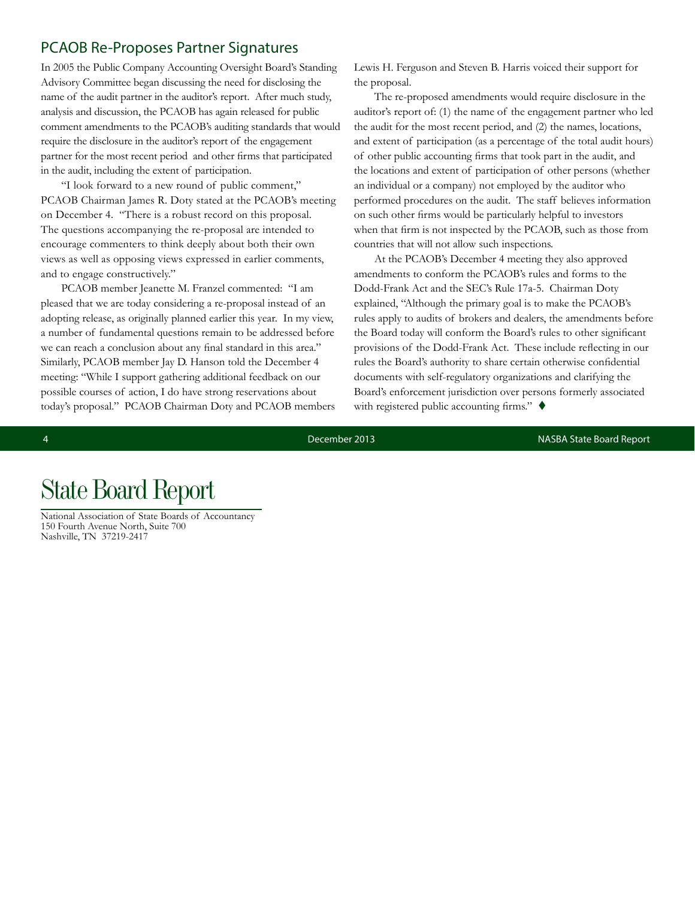## PCAOB Re-Proposes Partner Signatures

In 2005 the Public Company Accounting Oversight Board's Standing Advisory Committee began discussing the need for disclosing the name of the audit partner in the auditor's report. After much study, analysis and discussion, the PCAOB has again released for public comment amendments to the PCAOB's auditing standards that would require the disclosure in the auditor's report of the engagement partner for the most recent period and other firms that participated in the audit, including the extent of participation.

"I look forward to a new round of public comment," PCAOB Chairman James R. Doty stated at the PCAOB's meeting on December 4. "There is a robust record on this proposal. The questions accompanying the re-proposal are intended to encourage commenters to think deeply about both their own views as well as opposing views expressed in earlier comments, and to engage constructively."

PCAOB member Jeanette M. Franzel commented: "I am pleased that we are today considering a re-proposal instead of an adopting release, as originally planned earlier this year. In my view, a number of fundamental questions remain to be addressed before we can reach a conclusion about any final standard in this area." Similarly, PCAOB member Jay D. Hanson told the December 4 meeting: "While I support gathering additional feedback on our possible courses of action, I do have strong reservations about today's proposal." PCAOB Chairman Doty and PCAOB members Lewis H. Ferguson and Steven B. Harris voiced their support for the proposal.

The re-proposed amendments would require disclosure in the auditor's report of: (1) the name of the engagement partner who led the audit for the most recent period, and (2) the names, locations, and extent of participation (as a percentage of the total audit hours) of other public accounting firms that took part in the audit, and the locations and extent of participation of other persons (whether an individual or a company) not employed by the auditor who performed procedures on the audit. The staff believes information on such other firms would be particularly helpful to investors when that firm is not inspected by the PCAOB, such as those from countries that will not allow such inspections.

At the PCAOB's December 4 meeting they also approved amendments to conform the PCAOB's rules and forms to the Dodd-Frank Act and the SEC's Rule 17a-5. Chairman Doty explained, "Although the primary goal is to make the PCAOB's rules apply to audits of brokers and dealers, the amendments before the Board today will conform the Board's rules to other significant provisions of the Dodd-Frank Act. These include reflecting in our rules the Board's authority to share certain otherwise confidential documents with self-regulatory organizations and clarifying the Board's enforcement jurisdiction over persons formerly associated with registered public accounting firms." ♦

# State Board Report

National Association of State Boards of Accountancy
150 Fourth Avenue North, Suite 700
Nashville, TN 37219-2417